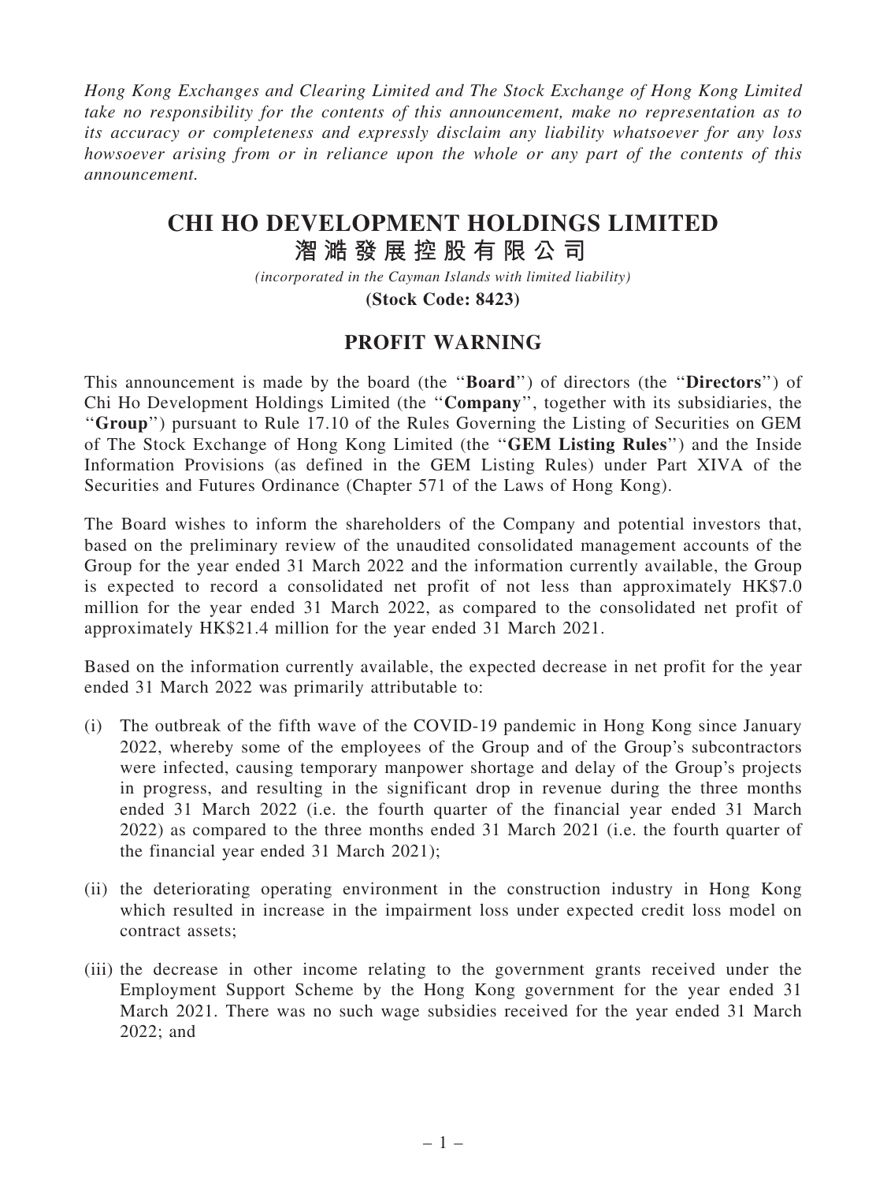*Hong Kong Exchanges and Clearing Limited and The Stock Exchange of Hong Kong Limited take no responsibility for the contents of this announcement, make no representation as to its accuracy or completeness and expressly disclaim any liability whatsoever for any loss howsoever arising from or in reliance upon the whole or any part of the contents of this announcement.*

# CHI HO DEVELOPMENT HOLDINGS LIMITED
# 滘滙發展控股有限公司

*(incorporated in the Cayman Islands with limited liability)*

**(Stock Code: 8423)**

## PROFIT WARNING

This announcement is made by the board (the "**Board**") of directors (the "**Directors**") of Chi Ho Development Holdings Limited (the "**Company**", together with its subsidiaries, the "**Group**") pursuant to Rule 17.10 of the Rules Governing the Listing of Securities on GEM of The Stock Exchange of Hong Kong Limited (the "**GEM Listing Rules**") and the Inside Information Provisions (as defined in the GEM Listing Rules) under Part XIVA of the Securities and Futures Ordinance (Chapter 571 of the Laws of Hong Kong).

The Board wishes to inform the shareholders of the Company and potential investors that, based on the preliminary review of the unaudited consolidated management accounts of the Group for the year ended 31 March 2022 and the information currently available, the Group is expected to record a consolidated net profit of not less than approximately HK$7.0 million for the year ended 31 March 2022, as compared to the consolidated net profit of approximately HK$21.4 million for the year ended 31 March 2021.

Based on the information currently available, the expected decrease in net profit for the year ended 31 March 2022 was primarily attributable to:

(i) The outbreak of the fifth wave of the COVID-19 pandemic in Hong Kong since January 2022, whereby some of the employees of the Group and of the Group's subcontractors were infected, causing temporary manpower shortage and delay of the Group's projects in progress, and resulting in the significant drop in revenue during the three months ended 31 March 2022 (i.e. the fourth quarter of the financial year ended 31 March 2022) as compared to the three months ended 31 March 2021 (i.e. the fourth quarter of the financial year ended 31 March 2021);

(ii) the deteriorating operating environment in the construction industry in Hong Kong which resulted in increase in the impairment loss under expected credit loss model on contract assets;

(iii) the decrease in other income relating to the government grants received under the Employment Support Scheme by the Hong Kong government for the year ended 31 March 2021. There was no such wage subsidies received for the year ended 31 March 2022; and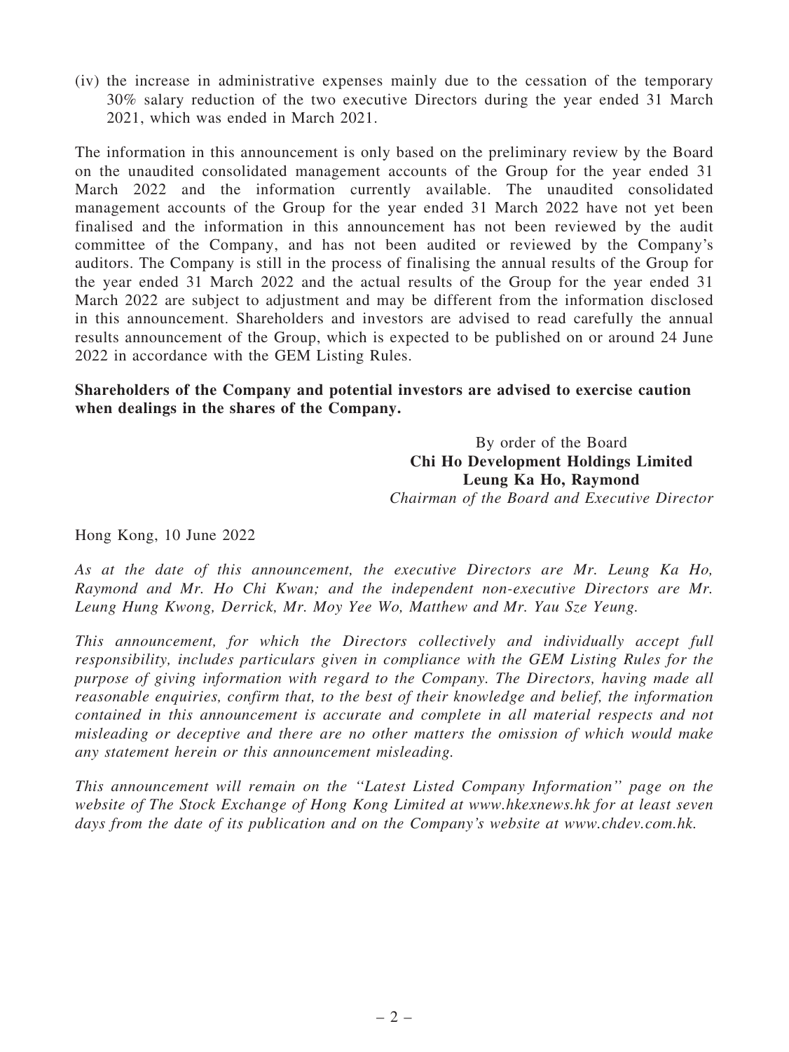(iv) the increase in administrative expenses mainly due to the cessation of the temporary 30% salary reduction of the two executive Directors during the year ended 31 March 2021, which was ended in March 2021.

The information in this announcement is only based on the preliminary review by the Board on the unaudited consolidated management accounts of the Group for the year ended 31 March 2022 and the information currently available. The unaudited consolidated management accounts of the Group for the year ended 31 March 2022 have not yet been finalised and the information in this announcement has not been reviewed by the audit committee of the Company, and has not been audited or reviewed by the Company's auditors. The Company is still in the process of finalising the annual results of the Group for the year ended 31 March 2022 and the actual results of the Group for the year ended 31 March 2022 are subject to adjustment and may be different from the information disclosed in this announcement. Shareholders and investors are advised to read carefully the annual results announcement of the Group, which is expected to be published on or around 24 June 2022 in accordance with the GEM Listing Rules.

**Shareholders of the Company and potential investors are advised to exercise caution when dealings in the shares of the Company.**

By order of the Board
**Chi Ho Development Holdings Limited**
**Leung Ka Ho, Raymond**
*Chairman of the Board and Executive Director*

Hong Kong, 10 June 2022

*As at the date of this announcement, the executive Directors are Mr. Leung Ka Ho, Raymond and Mr. Ho Chi Kwan; and the independent non-executive Directors are Mr. Leung Hung Kwong, Derrick, Mr. Moy Yee Wo, Matthew and Mr. Yau Sze Yeung.*

*This announcement, for which the Directors collectively and individually accept full responsibility, includes particulars given in compliance with the GEM Listing Rules for the purpose of giving information with regard to the Company. The Directors, having made all reasonable enquiries, confirm that, to the best of their knowledge and belief, the information contained in this announcement is accurate and complete in all material respects and not misleading or deceptive and there are no other matters the omission of which would make any statement herein or this announcement misleading.*

*This announcement will remain on the "Latest Listed Company Information" page on the website of The Stock Exchange of Hong Kong Limited at www.hkexnews.hk for at least seven days from the date of its publication and on the Company's website at www.chdev.com.hk.*